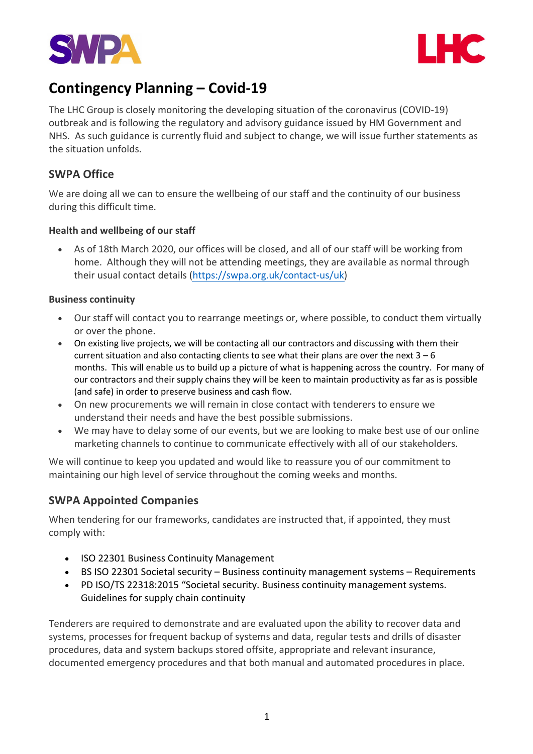# Contingency Planning – Covid-19

The LHC Group is closely monitoring the developing situation of the coronavirus (COVID-19) outbreak and is following the regulatory and advisory guidance issued by HM Government and NHS. As such guidance is currently fluid and subject to change, we will issue further statements as the situation unfolds.

## SWPA Office

We are doing all we can to ensure the wellbeing of our staff and the continuity of our business during this difficult time.

### Health and wellbeing of our staff

- As of 18th March 2020, our offices will be closed, and all of our staff will be working from home. Although they will not be attending meetings, they are available as normal through their usual contact details (https://swpa.org.uk/contact-us/uk)

### Business continuity

- Our staff will contact you to rearrange meetings or, where possible, to conduct them virtually or over the phone.
- On existing live projects, we will be contacting all our contractors and discussing with them their current situation and also contacting clients to see what their plans are over the next 3 – 6 months. This will enable us to build up a picture of what is happening across the country. For many of our contractors and their supply chains they will be keen to maintain productivity as far as is possible (and safe) in order to preserve business and cash flow.
- On new procurements we will remain in close contact with tenderers to ensure we understand their needs and have the best possible submissions.
- We may have to delay some of our events, but we are looking to make best use of our online marketing channels to continue to communicate effectively with all of our stakeholders.

We will continue to keep you updated and would like to reassure you of our commitment to maintaining our high level of service throughout the coming weeks and months.

## SWPA Appointed Companies

When tendering for our frameworks, candidates are instructed that, if appointed, they must comply with:

- ISO 22301 Business Continuity Management
- BS ISO 22301 Societal security – Business continuity management systems – Requirements
- PD ISO/TS 22318:2015 "Societal security. Business continuity management systems. Guidelines for supply chain continuity

Tenderers are required to demonstrate and are evaluated upon the ability to recover data and systems, processes for frequent backup of systems and data, regular tests and drills of disaster procedures, data and system backups stored offsite, appropriate and relevant insurance, documented emergency procedures and that both manual and automated procedures in place.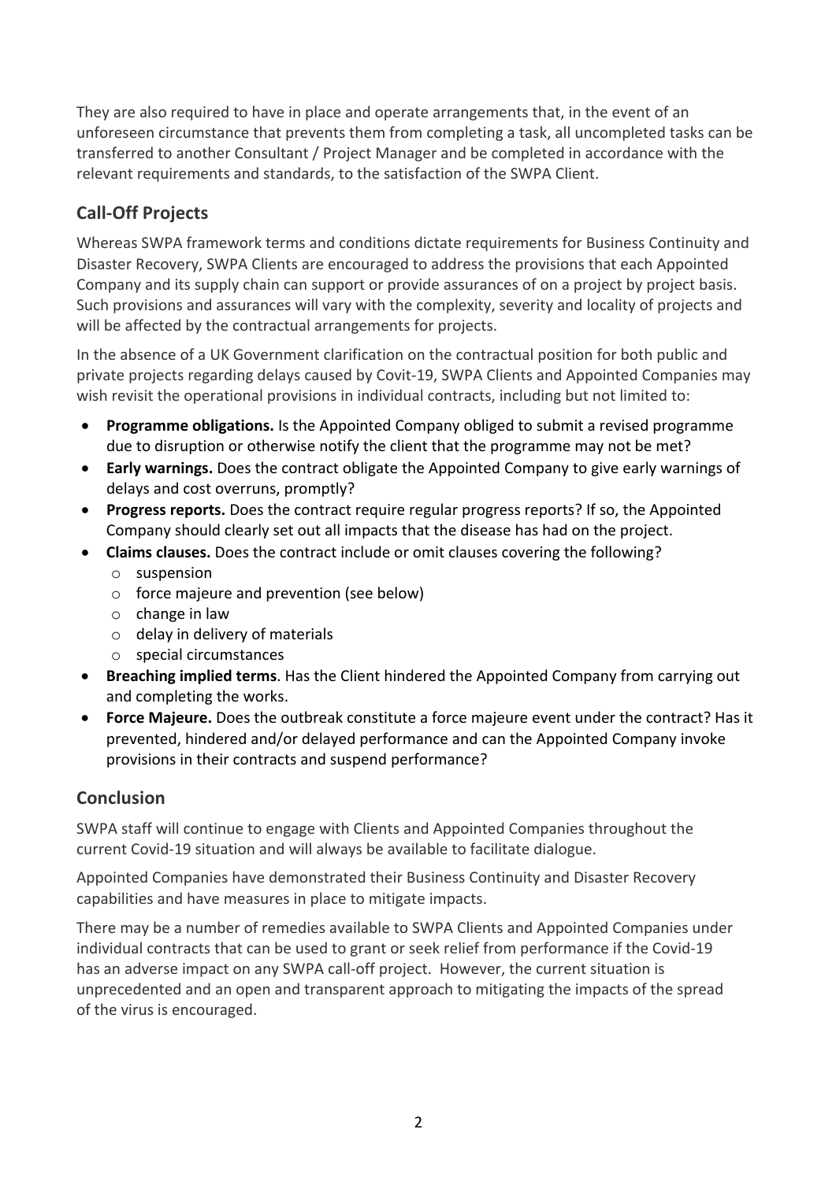They are also required to have in place and operate arrangements that, in the event of an unforeseen circumstance that prevents them from completing a task, all uncompleted tasks can be transferred to another Consultant / Project Manager and be completed in accordance with the relevant requirements and standards, to the satisfaction of the SWPA Client.

## Call-Off Projects

Whereas SWPA framework terms and conditions dictate requirements for Business Continuity and Disaster Recovery, SWPA Clients are encouraged to address the provisions that each Appointed Company and its supply chain can support or provide assurances of on a project by project basis. Such provisions and assurances will vary with the complexity, severity and locality of projects and will be affected by the contractual arrangements for projects.

In the absence of a UK Government clarification on the contractual position for both public and private projects regarding delays caused by Covit-19, SWPA Clients and Appointed Companies may wish revisit the operational provisions in individual contracts, including but not limited to:

- **Programme obligations.** Is the Appointed Company obliged to submit a revised programme due to disruption or otherwise notify the client that the programme may not be met?
- **Early warnings.** Does the contract obligate the Appointed Company to give early warnings of delays and cost overruns, promptly?
- **Progress reports.** Does the contract require regular progress reports? If so, the Appointed Company should clearly set out all impacts that the disease has had on the project.
- **Claims clauses.** Does the contract include or omit clauses covering the following?
  - suspension
  - force majeure and prevention (see below)
  - change in law
  - delay in delivery of materials
  - special circumstances
- **Breaching implied terms**. Has the Client hindered the Appointed Company from carrying out and completing the works.
- **Force Majeure.** Does the outbreak constitute a force majeure event under the contract? Has it prevented, hindered and/or delayed performance and can the Appointed Company invoke provisions in their contracts and suspend performance?

## Conclusion

SWPA staff will continue to engage with Clients and Appointed Companies throughout the current Covid-19 situation and will always be available to facilitate dialogue.

Appointed Companies have demonstrated their Business Continuity and Disaster Recovery capabilities and have measures in place to mitigate impacts.

There may be a number of remedies available to SWPA Clients and Appointed Companies under individual contracts that can be used to grant or seek relief from performance if the Covid-19 has an adverse impact on any SWPA call-off project. However, the current situation is unprecedented and an open and transparent approach to mitigating the impacts of the spread of the virus is encouraged.